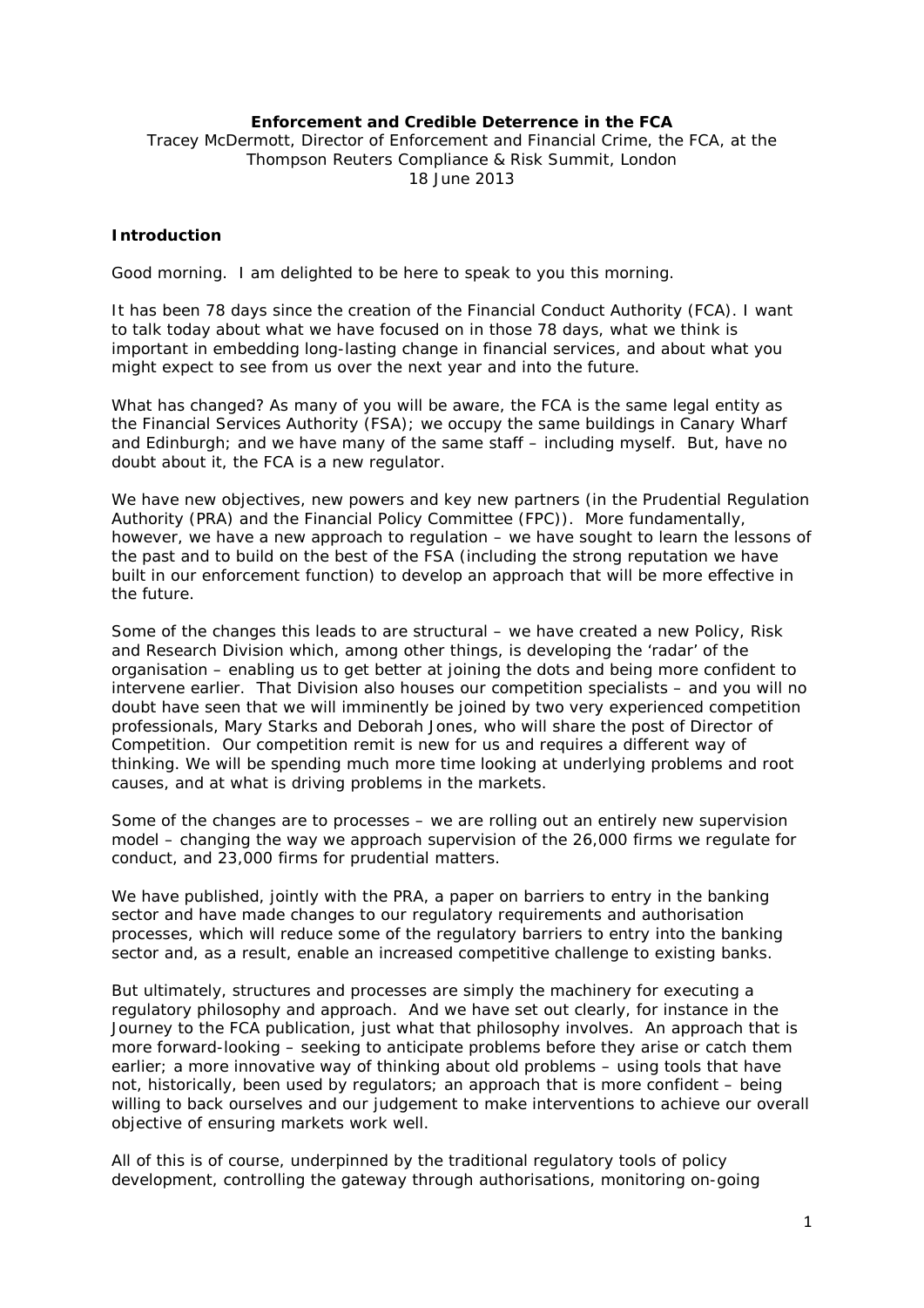**Enforcement and Credible Deterrence in the FCA**

Tracey McDermott, Director of Enforcement and Financial Crime, the FCA, at the Thompson Reuters Compliance & Risk Summit, London
18 June 2013

**Introduction**

Good morning. I am delighted to be here to speak to you this morning.

It has been 78 days since the creation of the Financial Conduct Authority (FCA). I want to talk today about what we have focused on in those 78 days, what we think is important in embedding long-lasting change in financial services, and about what you might expect to see from us over the next year and into the future.

What has changed? As many of you will be aware, the FCA is the same legal entity as the Financial Services Authority (FSA); we occupy the same buildings in Canary Wharf and Edinburgh; and we have many of the same staff – including myself. But, have no doubt about it, the FCA is a new regulator.

We have new objectives, new powers and key new partners (in the Prudential Regulation Authority (PRA) and the Financial Policy Committee (FPC)). More fundamentally, however, we have a new approach to regulation – we have sought to learn the lessons of the past and to build on the best of the FSA (including the strong reputation we have built in our enforcement function) to develop an approach that will be more effective in the future.

Some of the changes this leads to are structural – we have created a new Policy, Risk and Research Division which, among other things, is developing the 'radar' of the organisation – enabling us to get better at joining the dots and being more confident to intervene earlier. That Division also houses our competition specialists – and you will no doubt have seen that we will imminently be joined by two very experienced competition professionals, Mary Starks and Deborah Jones, who will share the post of Director of Competition. Our competition remit is new for us and requires a different way of thinking. We will be spending much more time looking at underlying problems and root causes, and at what is driving problems in the markets.

Some of the changes are to processes – we are rolling out an entirely new supervision model – changing the way we approach supervision of the 26,000 firms we regulate for conduct, and 23,000 firms for prudential matters.

We have published, jointly with the PRA, a paper on barriers to entry in the banking sector and have made changes to our regulatory requirements and authorisation processes, which will reduce some of the regulatory barriers to entry into the banking sector and, as a result, enable an increased competitive challenge to existing banks.

But ultimately, structures and processes are simply the machinery for executing a regulatory philosophy and approach. And we have set out clearly, for instance in the Journey to the FCA publication, just what that philosophy involves. An approach that is more forward-looking – seeking to anticipate problems before they arise or catch them earlier; a more innovative way of thinking about old problems – using tools that have not, historically, been used by regulators; an approach that is more confident – being willing to back ourselves and our judgement to make interventions to achieve our overall objective of ensuring markets work well.

All of this is of course, underpinned by the traditional regulatory tools of policy development, controlling the gateway through authorisations, monitoring on-going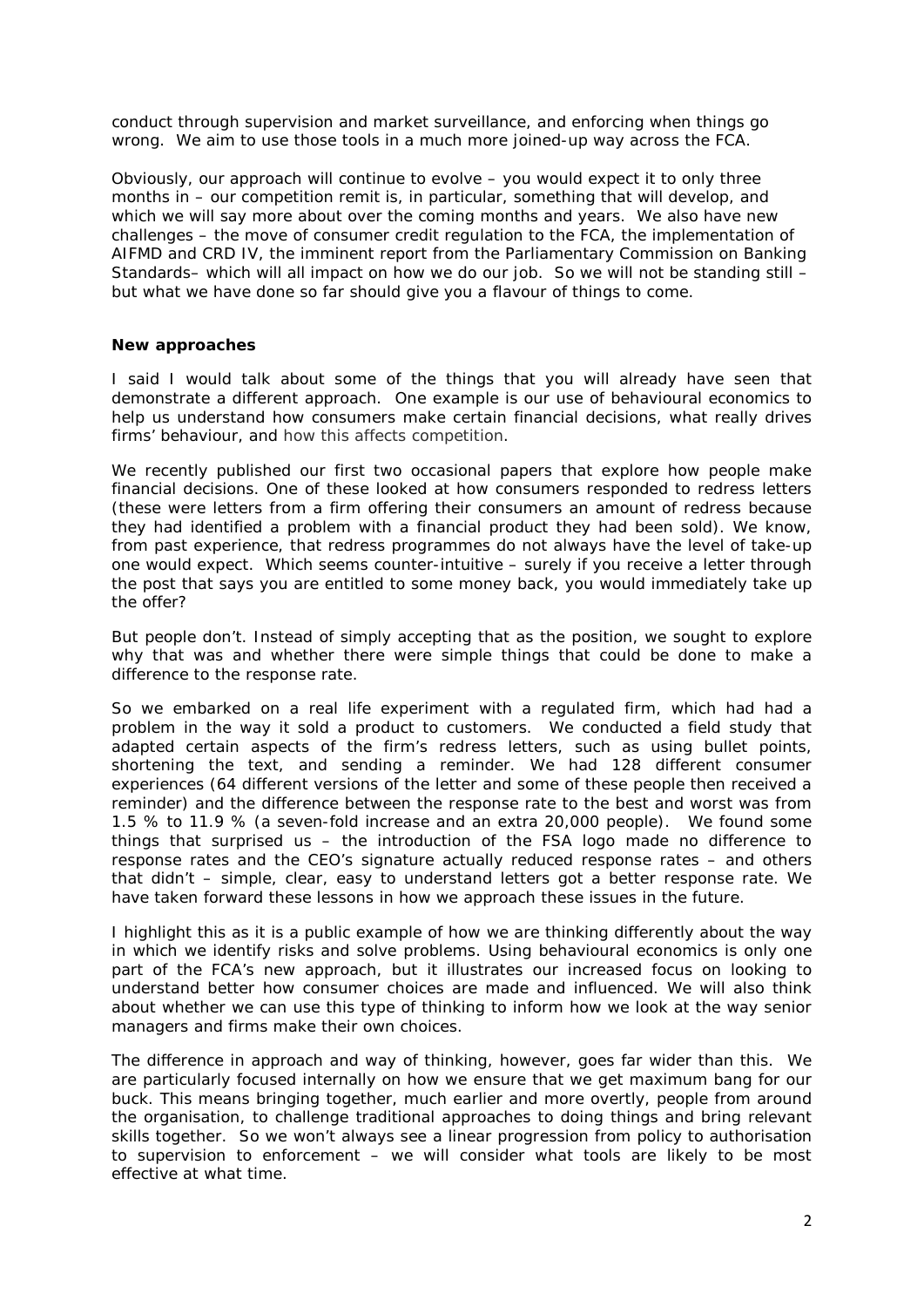conduct through supervision and market surveillance, and enforcing when things go wrong. We aim to use those tools in a much more joined-up way across the FCA.

Obviously, our approach will continue to evolve – you would expect it to only three months in – our competition remit is, in particular, something that will develop, and which we will say more about over the coming months and years. We also have new challenges – the move of consumer credit regulation to the FCA, the implementation of AIFMD and CRD IV, the imminent report from the Parliamentary Commission on Banking Standards– which will all impact on how we do our job. So we will not be standing still – but what we have done so far should give you a flavour of things to come.

**New approaches**

I said I would talk about some of the things that you will already have seen that demonstrate a different approach. One example is our use of behavioural economics to help us understand how consumers make certain financial decisions, what really drives firms' behaviour, and how this affects competition.

We recently published our first two occasional papers that explore how people make financial decisions. One of these looked at how consumers responded to redress letters (these were letters from a firm offering their consumers an amount of redress because they had identified a problem with a financial product they had been sold). We know, from past experience, that redress programmes do not always have the level of take-up one would expect. Which seems counter-intuitive – surely if you receive a letter through the post that says you are entitled to some money back, you would immediately take up the offer?

But people don't. Instead of simply accepting that as the position, we sought to explore why that was and whether there were simple things that could be done to make a difference to the response rate.

So we embarked on a real life experiment with a regulated firm, which had had a problem in the way it sold a product to customers. We conducted a field study that adapted certain aspects of the firm's redress letters, such as using bullet points, shortening the text, and sending a reminder. We had 128 different consumer experiences (64 different versions of the letter and some of these people then received a reminder) and the difference between the response rate to the best and worst was from 1.5 % to 11.9 % (a seven-fold increase and an extra 20,000 people). We found some things that surprised us – the introduction of the FSA logo made no difference to response rates and the CEO's signature actually reduced response rates – and others that didn't – simple, clear, easy to understand letters got a better response rate. We have taken forward these lessons in how we approach these issues in the future.

I highlight this as it is a public example of how we are thinking differently about the way in which we identify risks and solve problems. Using behavioural economics is only one part of the FCA's new approach, but it illustrates our increased focus on looking to understand better how consumer choices are made and influenced. We will also think about whether we can use this type of thinking to inform how we look at the way senior managers and firms make their own choices.

The difference in approach and way of thinking, however, goes far wider than this. We are particularly focused internally on how we ensure that we get maximum bang for our buck. This means bringing together, much earlier and more overtly, people from around the organisation, to challenge traditional approaches to doing things and bring relevant skills together. So we won't always see a linear progression from policy to authorisation to supervision to enforcement – we will consider what tools are likely to be most effective at what time.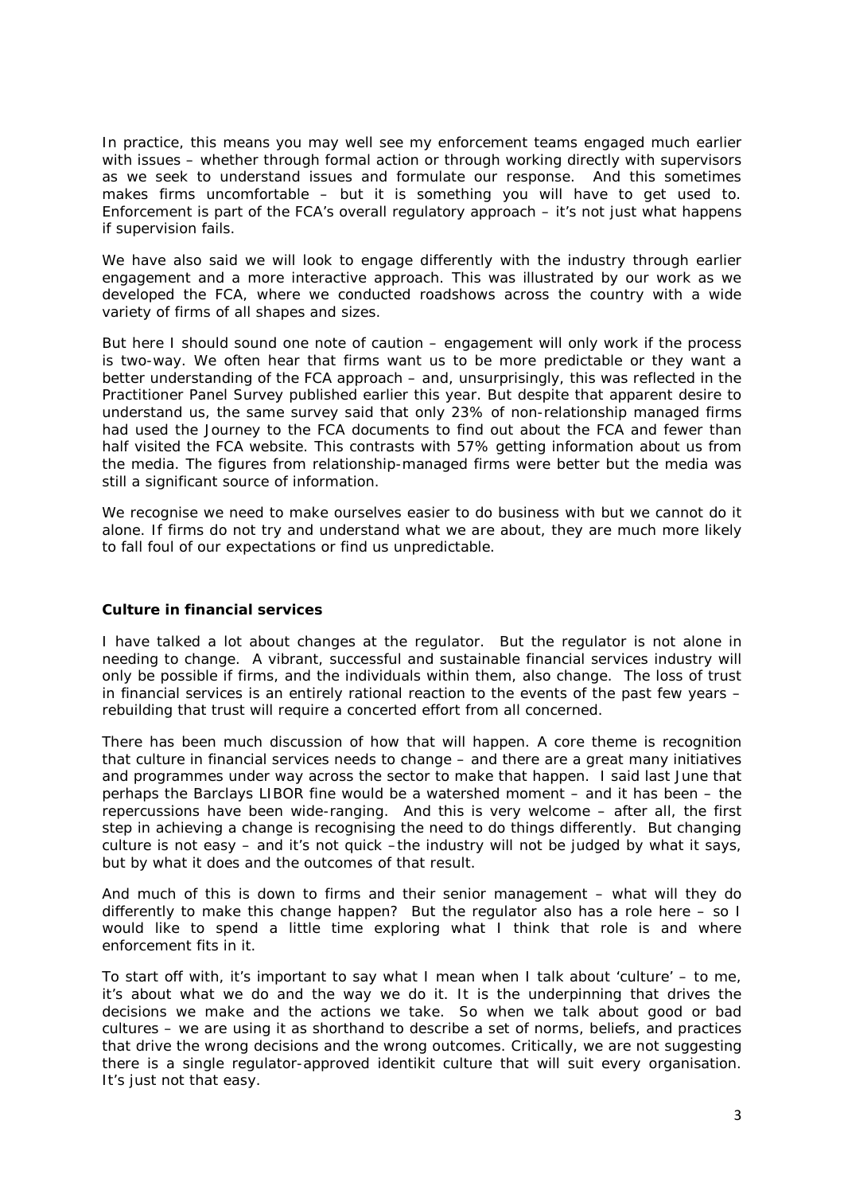In practice, this means you may well see my enforcement teams engaged much earlier with issues – whether through formal action or through working directly with supervisors as we seek to understand issues and formulate our response. And this sometimes makes firms uncomfortable – but it is something you will have to get used to. Enforcement is part of the FCA's overall regulatory approach – it's not just what happens if supervision fails.

We have also said we will look to engage differently with the industry through earlier engagement and a more interactive approach. This was illustrated by our work as we developed the FCA, where we conducted roadshows across the country with a wide variety of firms of all shapes and sizes.

But here I should sound one note of caution – engagement will only work if the process is two-way. We often hear that firms want us to be more predictable or they want a better understanding of the FCA approach – and, unsurprisingly, this was reflected in the Practitioner Panel Survey published earlier this year. But despite that apparent desire to understand us, the same survey said that only 23% of non-relationship managed firms had used the Journey to the FCA documents to find out about the FCA and fewer than half visited the FCA website. This contrasts with 57% getting information about us from the media. The figures from relationship-managed firms were better but the media was still a significant source of information.

We recognise we need to make ourselves easier to do business with but we cannot do it alone. If firms do not try and understand what we are about, they are much more likely to fall foul of our expectations or find us unpredictable.

**Culture in financial services**

I have talked a lot about changes at the regulator. But the regulator is not alone in needing to change. A vibrant, successful and sustainable financial services industry will only be possible if firms, and the individuals within them, also change. The loss of trust in financial services is an entirely rational reaction to the events of the past few years – rebuilding that trust will require a concerted effort from all concerned.

There has been much discussion of how that will happen. A core theme is recognition that culture in financial services needs to change – and there are a great many initiatives and programmes under way across the sector to make that happen. I said last June that perhaps the Barclays LIBOR fine would be a watershed moment – and it has been – the repercussions have been wide-ranging. And this is very welcome – after all, the first step in achieving a change is recognising the need to do things differently. But changing culture is not easy – and it's not quick –the industry will not be judged by what it says, but by what it does and the outcomes of that result.

And much of this is down to firms and their senior management – what will they do differently to make this change happen? But the regulator also has a role here – so I would like to spend a little time exploring what I think that role is and where enforcement fits in it.

To start off with, it's important to say what I mean when I talk about 'culture' – to me, it's about what we do and the way we do it. It is the underpinning that drives the decisions we make and the actions we take. So when we talk about good or bad cultures – we are using it as shorthand to describe a set of norms, beliefs, and practices that drive the wrong decisions and the wrong outcomes. Critically, we are not suggesting there is a single regulator-approved identikit culture that will suit every organisation. It's just not that easy.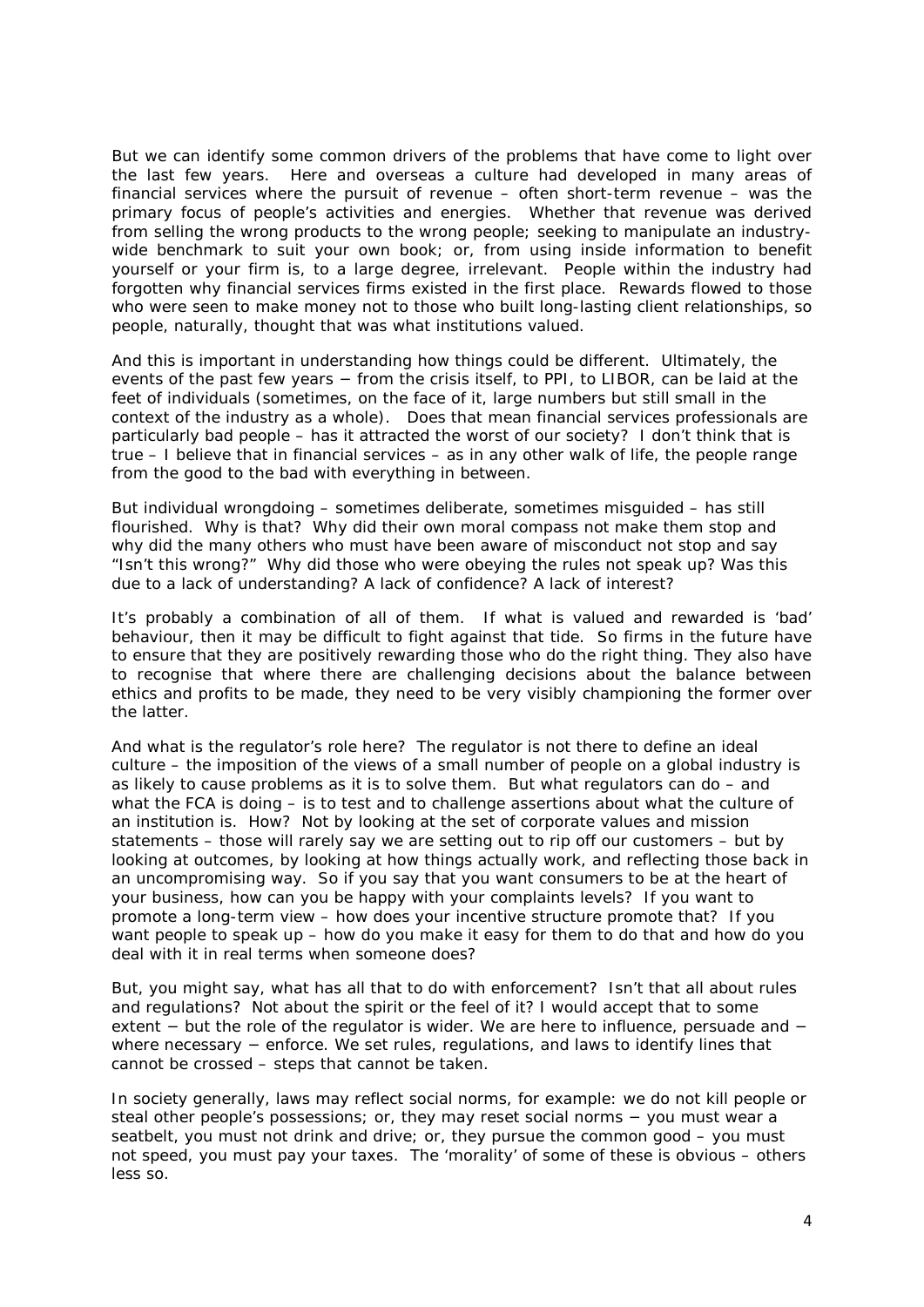But we can identify some common drivers of the problems that have come to light over the last few years. Here and overseas a culture had developed in many areas of financial services where the pursuit of revenue – often short-term revenue – was the primary focus of people's activities and energies. Whether that revenue was derived from selling the wrong products to the wrong people; seeking to manipulate an industry-wide benchmark to suit your own book; or, from using inside information to benefit yourself or your firm is, to a large degree, irrelevant. People within the industry had forgotten why financial services firms existed in the first place. Rewards flowed to those who were seen to make money not to those who built long-lasting client relationships, so people, naturally, thought that was what institutions valued.

And this is important in understanding how things could be different. Ultimately, the events of the past few years − from the crisis itself, to PPI, to LIBOR, can be laid at the feet of individuals (sometimes, on the face of it, large numbers but still small in the context of the industry as a whole). Does that mean financial services professionals are particularly bad people – has it attracted the worst of our society? I don't think that is true – I believe that in financial services – as in any other walk of life, the people range from the good to the bad with everything in between.

But individual wrongdoing – sometimes deliberate, sometimes misguided – has still flourished. Why is that? Why did their own moral compass not make them stop and why did the many others who must have been aware of misconduct not stop and say "Isn't this wrong?" Why did those who were obeying the rules not speak up? Was this due to a lack of understanding? A lack of confidence? A lack of interest?

It's probably a combination of all of them. If what is valued and rewarded is 'bad' behaviour, then it may be difficult to fight against that tide. So firms in the future have to ensure that they are positively rewarding those who do the right thing. They also have to recognise that where there are challenging decisions about the balance between ethics and profits to be made, they need to be very visibly championing the former over the latter.

And what is the regulator's role here? The regulator is not there to define an ideal culture – the imposition of the views of a small number of people on a global industry is as likely to cause problems as it is to solve them. But what regulators can do – and what the FCA is doing – is to test and to challenge assertions about what the culture of an institution is. How? Not by looking at the set of corporate values and mission statements – those will rarely say we are setting out to rip off our customers – but by looking at outcomes, by looking at how things actually work, and reflecting those back in an uncompromising way. So if you say that you want consumers to be at the heart of your business, how can you be happy with your complaints levels? If you want to promote a long-term view – how does your incentive structure promote that? If you want people to speak up – how do you make it easy for them to do that and how do you deal with it in real terms when someone does?

But, you might say, what has all that to do with enforcement? Isn't that all about rules and regulations? Not about the spirit or the feel of it? I would accept that to some extent − but the role of the regulator is wider. We are here to influence, persuade and − where necessary − enforce. We set rules, regulations, and laws to identify lines that cannot be crossed – steps that cannot be taken.

In society generally, laws may reflect social norms, for example: we do not kill people or steal other people's possessions; or, they may reset social norms − you must wear a seatbelt, you must not drink and drive; or, they pursue the common good – you must not speed, you must pay your taxes. The 'morality' of some of these is obvious – others less so.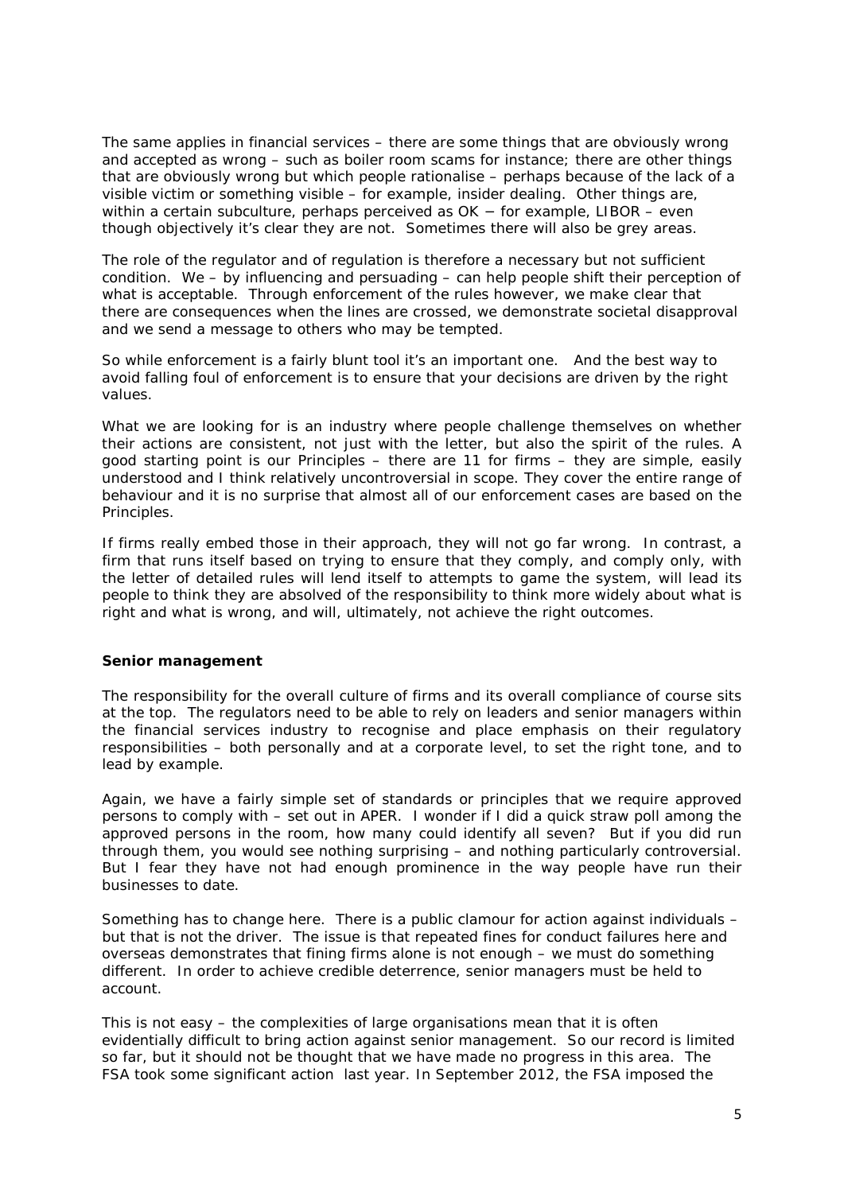The same applies in financial services – there are some things that are obviously wrong and accepted as wrong – such as boiler room scams for instance; there are other things that are obviously wrong but which people rationalise – perhaps because of the lack of a visible victim or something visible – for example, insider dealing. Other things are, within a certain subculture, perhaps perceived as OK − for example, LIBOR – even though objectively it's clear they are not. Sometimes there will also be grey areas.

The role of the regulator and of regulation is therefore a necessary but not sufficient condition. We – by influencing and persuading – can help people shift their perception of what is acceptable. Through enforcement of the rules however, we make clear that there are consequences when the lines are crossed, we demonstrate societal disapproval and we send a message to others who may be tempted.

So while enforcement is a fairly blunt tool it's an important one. And the best way to avoid falling foul of enforcement is to ensure that your decisions are driven by the right values.

What we are looking for is an industry where people challenge themselves on whether their actions are consistent, not just with the letter, but also the spirit of the rules. A good starting point is our Principles – there are 11 for firms – they are simple, easily understood and I think relatively uncontroversial in scope. They cover the entire range of behaviour and it is no surprise that almost all of our enforcement cases are based on the Principles.

If firms really embed those in their approach, they will not go far wrong. In contrast, a firm that runs itself based on trying to ensure that they comply, and comply only, with the letter of detailed rules will lend itself to attempts to game the system, will lead its people to think they are absolved of the responsibility to think more widely about what is right and what is wrong, and will, ultimately, not achieve the right outcomes.

**Senior management**

The responsibility for the overall culture of firms and its overall compliance of course sits at the top. The regulators need to be able to rely on leaders and senior managers within the financial services industry to recognise and place emphasis on their regulatory responsibilities – both personally and at a corporate level, to set the right tone, and to lead by example.

Again, we have a fairly simple set of standards or principles that we require approved persons to comply with – set out in APER. I wonder if I did a quick straw poll among the approved persons in the room, how many could identify all seven? But if you did run through them, you would see nothing surprising – and nothing particularly controversial. But I fear they have not had enough prominence in the way people have run their businesses to date.

Something has to change here. There is a public clamour for action against individuals – but that is not the driver. The issue is that repeated fines for conduct failures here and overseas demonstrates that fining firms alone is not enough – we must do something different. In order to achieve credible deterrence, senior managers must be held to account.

This is not easy – the complexities of large organisations mean that it is often evidentially difficult to bring action against senior management. So our record is limited so far, but it should not be thought that we have made no progress in this area. The FSA took some significant action last year. In September 2012, the FSA imposed the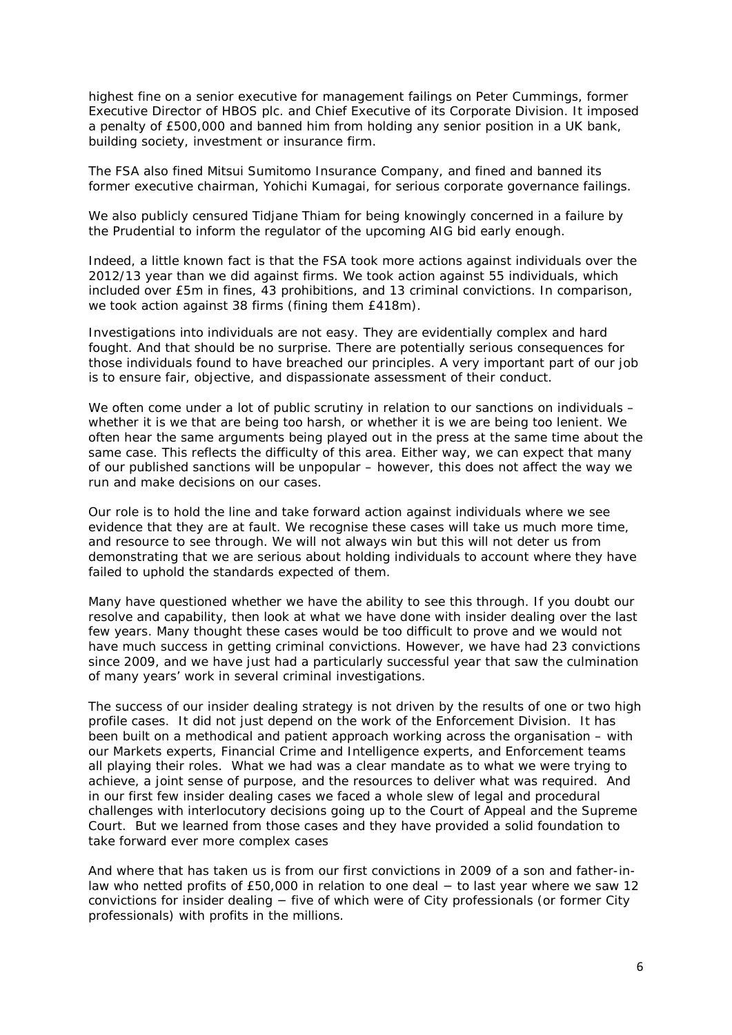highest fine on a senior executive for management failings on Peter Cummings, former Executive Director of HBOS plc. and Chief Executive of its Corporate Division. It imposed a penalty of £500,000 and banned him from holding any senior position in a UK bank, building society, investment or insurance firm.

The FSA also fined Mitsui Sumitomo Insurance Company, and fined and banned its former executive chairman, Yohichi Kumagai, for serious corporate governance failings.

We also publicly censured Tidjane Thiam for being knowingly concerned in a failure by the Prudential to inform the regulator of the upcoming AIG bid early enough.

Indeed, a little known fact is that the FSA took more actions against individuals over the 2012/13 year than we did against firms. We took action against 55 individuals, which included over £5m in fines, 43 prohibitions, and 13 criminal convictions. In comparison, we took action against 38 firms (fining them £418m).

Investigations into individuals are not easy. They are evidentially complex and hard fought. And that should be no surprise. There are potentially serious consequences for those individuals found to have breached our principles. A very important part of our job is to ensure fair, objective, and dispassionate assessment of their conduct.

We often come under a lot of public scrutiny in relation to our sanctions on individuals – whether it is we that are being too harsh, or whether it is we are being too lenient. We often hear the same arguments being played out in the press at the same time about the same case. This reflects the difficulty of this area. Either way, we can expect that many of our published sanctions will be unpopular – however, this does not affect the way we run and make decisions on our cases.

Our role is to hold the line and take forward action against individuals where we see evidence that they are at fault. We recognise these cases will take us much more time, and resource to see through. We will not always win but this will not deter us from demonstrating that we are serious about holding individuals to account where they have failed to uphold the standards expected of them.

Many have questioned whether we have the ability to see this through. If you doubt our resolve and capability, then look at what we have done with insider dealing over the last few years. Many thought these cases would be too difficult to prove and we would not have much success in getting criminal convictions. However, we have had 23 convictions since 2009, and we have just had a particularly successful year that saw the culmination of many years' work in several criminal investigations.

The success of our insider dealing strategy is not driven by the results of one or two high profile cases. It did not just depend on the work of the Enforcement Division. It has been built on a methodical and patient approach working across the organisation – with our Markets experts, Financial Crime and Intelligence experts, and Enforcement teams all playing their roles. What we had was a clear mandate as to what we were trying to achieve, a joint sense of purpose, and the resources to deliver what was required. And in our first few insider dealing cases we faced a whole slew of legal and procedural challenges with interlocutory decisions going up to the Court of Appeal and the Supreme Court. But we learned from those cases and they have provided a solid foundation to take forward ever more complex cases

And where that has taken us is from our first convictions in 2009 of a son and father-in-law who netted profits of £50,000 in relation to one deal − to last year where we saw 12 convictions for insider dealing − five of which were of City professionals (or former City professionals) with profits in the millions.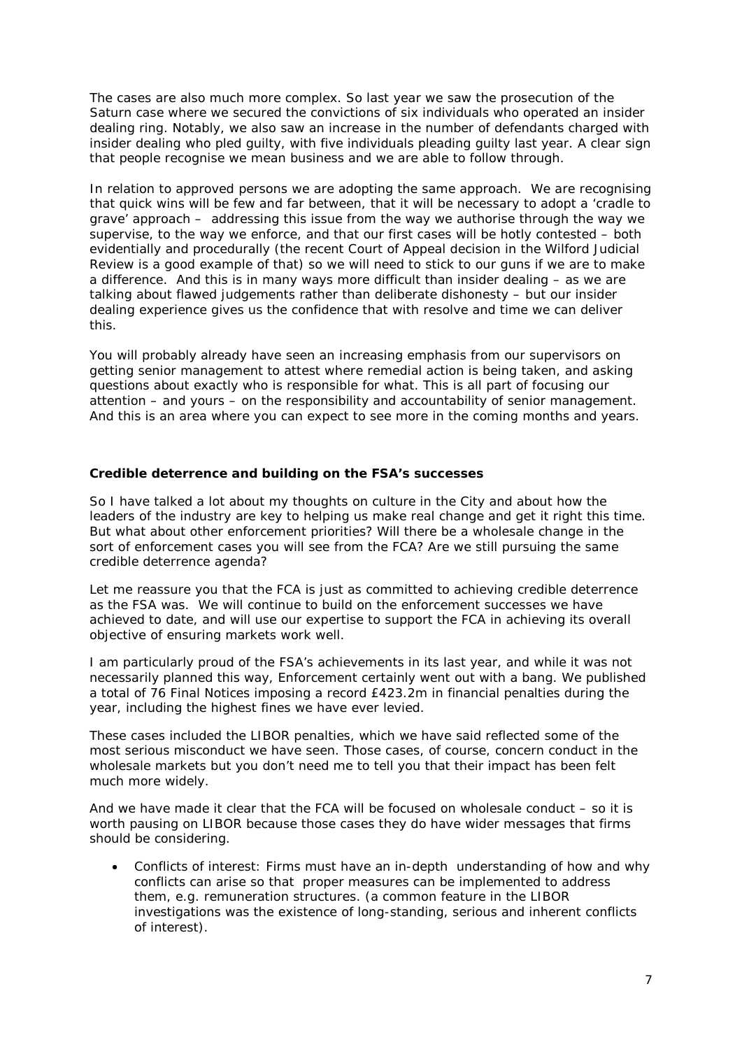The cases are also much more complex. So last year we saw the prosecution of the Saturn case where we secured the convictions of six individuals who operated an insider dealing ring. Notably, we also saw an increase in the number of defendants charged with insider dealing who pled guilty, with five individuals pleading guilty last year. A clear sign that people recognise we mean business and we are able to follow through.

In relation to approved persons we are adopting the same approach. We are recognising that quick wins will be few and far between, that it will be necessary to adopt a 'cradle to grave' approach – addressing this issue from the way we authorise through the way we supervise, to the way we enforce, and that our first cases will be hotly contested – both evidentially and procedurally (the recent Court of Appeal decision in the Wilford Judicial Review is a good example of that) so we will need to stick to our guns if we are to make a difference. And this is in many ways more difficult than insider dealing – as we are talking about flawed judgements rather than deliberate dishonesty – but our insider dealing experience gives us the confidence that with resolve and time we can deliver this.

You will probably already have seen an increasing emphasis from our supervisors on getting senior management to attest where remedial action is being taken, and asking questions about exactly who is responsible for what. This is all part of focusing our attention – and yours – on the responsibility and accountability of senior management. And this is an area where you can expect to see more in the coming months and years.

**Credible deterrence and building on the FSA's successes**

So I have talked a lot about my thoughts on culture in the City and about how the leaders of the industry are key to helping us make real change and get it right this time. But what about other enforcement priorities? Will there be a wholesale change in the sort of enforcement cases you will see from the FCA? Are we still pursuing the same credible deterrence agenda?

Let me reassure you that the FCA is just as committed to achieving credible deterrence as the FSA was. We will continue to build on the enforcement successes we have achieved to date, and will use our expertise to support the FCA in achieving its overall objective of ensuring markets work well.

I am particularly proud of the FSA's achievements in its last year, and while it was not necessarily planned this way, Enforcement certainly went out with a bang. We published a total of 76 Final Notices imposing a record £423.2m in financial penalties during the year, including the highest fines we have ever levied.

These cases included the LIBOR penalties, which we have said reflected some of the most serious misconduct we have seen. Those cases, of course, concern conduct in the wholesale markets but you don't need me to tell you that their impact has been felt much more widely.

And we have made it clear that the FCA will be focused on wholesale conduct – so it is worth pausing on LIBOR because those cases they do have wider messages that firms should be considering.

- Conflicts of interest: Firms must have an in-depth understanding of how and why conflicts can arise so that proper measures can be implemented to address them, e.g. remuneration structures. (a common feature in the LIBOR investigations was the existence of long-standing, serious and inherent conflicts of interest).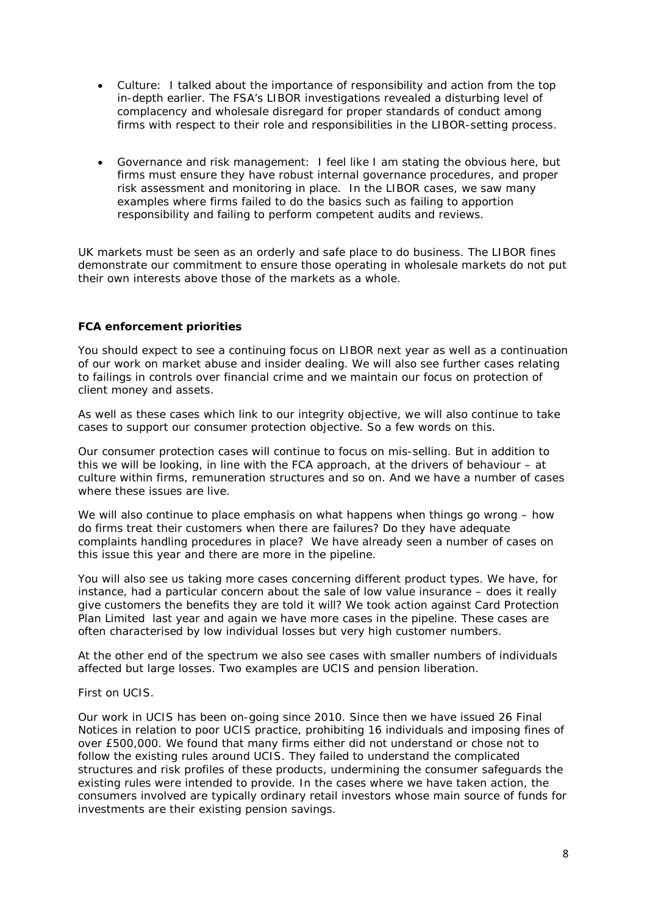- Culture: I talked about the importance of responsibility and action from the top in-depth earlier. The FSA's LIBOR investigations revealed a disturbing level of complacency and wholesale disregard for proper standards of conduct among firms with respect to their role and responsibilities in the LIBOR-setting process.

- Governance and risk management: I feel like I am stating the obvious here, but firms must ensure they have robust internal governance procedures, and proper risk assessment and monitoring in place. In the LIBOR cases, we saw many examples where firms failed to do the basics such as failing to apportion responsibility and failing to perform competent audits and reviews.

UK markets must be seen as an orderly and safe place to do business. The LIBOR fines demonstrate our commitment to ensure those operating in wholesale markets do not put their own interests above those of the markets as a whole.

**FCA enforcement priorities**

You should expect to see a continuing focus on LIBOR next year as well as a continuation of our work on market abuse and insider dealing. We will also see further cases relating to failings in controls over financial crime and we maintain our focus on protection of client money and assets.

As well as these cases which link to our integrity objective, we will also continue to take cases to support our consumer protection objective. So a few words on this.

Our consumer protection cases will continue to focus on mis-selling. But in addition to this we will be looking, in line with the FCA approach, at the drivers of behaviour – at culture within firms, remuneration structures and so on. And we have a number of cases where these issues are live.

We will also continue to place emphasis on what happens when things go wrong – how do firms treat their customers when there are failures? Do they have adequate complaints handling procedures in place? We have already seen a number of cases on this issue this year and there are more in the pipeline.

You will also see us taking more cases concerning different product types. We have, for instance, had a particular concern about the sale of low value insurance – does it really give customers the benefits they are told it will? We took action against Card Protection Plan Limited last year and again we have more cases in the pipeline. These cases are often characterised by low individual losses but very high customer numbers.

At the other end of the spectrum we also see cases with smaller numbers of individuals affected but large losses. Two examples are UCIS and pension liberation.

First on UCIS.

Our work in UCIS has been on-going since 2010. Since then we have issued 26 Final Notices in relation to poor UCIS practice, prohibiting 16 individuals and imposing fines of over £500,000. We found that many firms either did not understand or chose not to follow the existing rules around UCIS. They failed to understand the complicated structures and risk profiles of these products, undermining the consumer safeguards the existing rules were intended to provide. In the cases where we have taken action, the consumers involved are typically ordinary retail investors whose main source of funds for investments are their existing pension savings.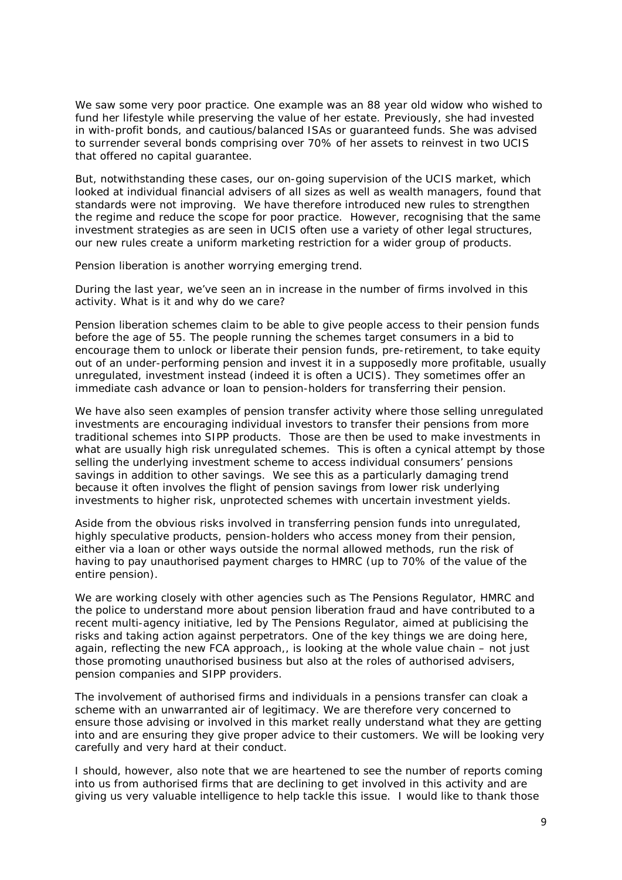We saw some very poor practice. One example was an 88 year old widow who wished to fund her lifestyle while preserving the value of her estate. Previously, she had invested in with-profit bonds, and cautious/balanced ISAs or guaranteed funds. She was advised to surrender several bonds comprising over 70% of her assets to reinvest in two UCIS that offered no capital guarantee.

But, notwithstanding these cases, our on-going supervision of the UCIS market, which looked at individual financial advisers of all sizes as well as wealth managers, found that standards were not improving. We have therefore introduced new rules to strengthen the regime and reduce the scope for poor practice. However, recognising that the same investment strategies as are seen in UCIS often use a variety of other legal structures, our new rules create a uniform marketing restriction for a wider group of products.

Pension liberation is another worrying emerging trend.

During the last year, we've seen an in increase in the number of firms involved in this activity. What is it and why do we care?

Pension liberation schemes claim to be able to give people access to their pension funds before the age of 55. The people running the schemes target consumers in a bid to encourage them to unlock or liberate their pension funds, pre-retirement, to take equity out of an under-performing pension and invest it in a supposedly more profitable, usually unregulated, investment instead (indeed it is often a UCIS). They sometimes offer an immediate cash advance or loan to pension-holders for transferring their pension.

We have also seen examples of pension transfer activity where those selling unregulated investments are encouraging individual investors to transfer their pensions from more traditional schemes into SIPP products. Those are then be used to make investments in what are usually high risk unregulated schemes. This is often a cynical attempt by those selling the underlying investment scheme to access individual consumers' pensions savings in addition to other savings. We see this as a particularly damaging trend because it often involves the flight of pension savings from lower risk underlying investments to higher risk, unprotected schemes with uncertain investment yields.

Aside from the obvious risks involved in transferring pension funds into unregulated, highly speculative products, pension-holders who access money from their pension, either via a loan or other ways outside the normal allowed methods, run the risk of having to pay unauthorised payment charges to HMRC (up to 70% of the value of the entire pension).

We are working closely with other agencies such as The Pensions Regulator, HMRC and the police to understand more about pension liberation fraud and have contributed to a recent multi-agency initiative, led by The Pensions Regulator, aimed at publicising the risks and taking action against perpetrators. One of the key things we are doing here, again, reflecting the new FCA approach,, is looking at the whole value chain – not just those promoting unauthorised business but also at the roles of authorised advisers, pension companies and SIPP providers.

The involvement of authorised firms and individuals in a pensions transfer can cloak a scheme with an unwarranted air of legitimacy. We are therefore very concerned to ensure those advising or involved in this market really understand what they are getting into and are ensuring they give proper advice to their customers. We will be looking very carefully and very hard at their conduct.

I should, however, also note that we are heartened to see the number of reports coming into us from authorised firms that are declining to get involved in this activity and are giving us very valuable intelligence to help tackle this issue. I would like to thank those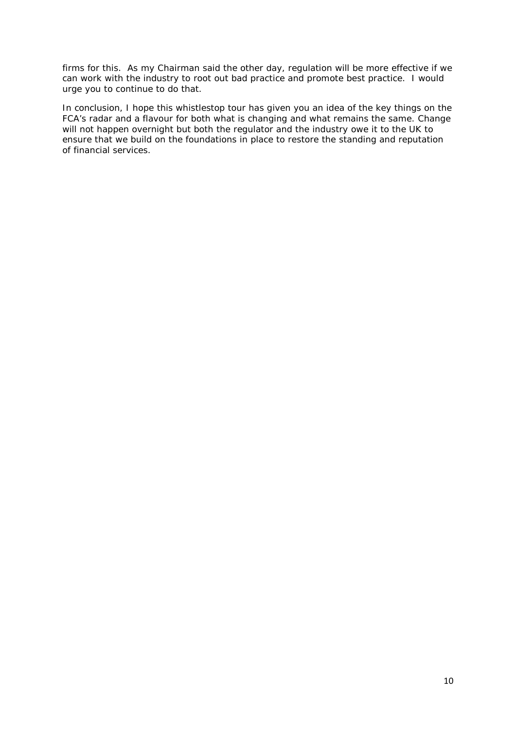firms for this. As my Chairman said the other day, regulation will be more effective if we can work with the industry to root out bad practice and promote best practice. I would urge you to continue to do that.

In conclusion, I hope this whistlestop tour has given you an idea of the key things on the FCA's radar and a flavour for both what is changing and what remains the same. Change will not happen overnight but both the regulator and the industry owe it to the UK to ensure that we build on the foundations in place to restore the standing and reputation of financial services.